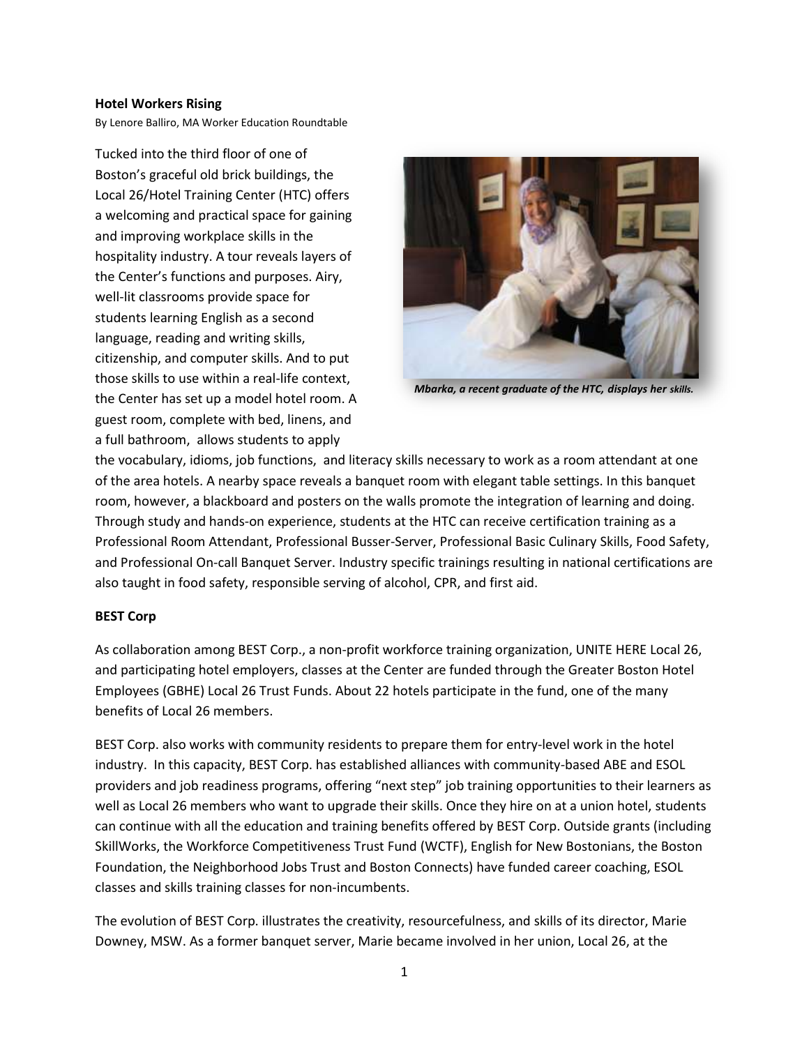**Hotel Workers Rising**

By Lenore Balliro, MA Worker Education Roundtable

Tucked into the third floor of one of Boston's graceful old brick buildings, the Local 26/Hotel Training Center (HTC) offers a welcoming and practical space for gaining and improving workplace skills in the hospitality industry. A tour reveals layers of the Center's functions and purposes. Airy, well-lit classrooms provide space for students learning English as a second language, reading and writing skills, citizenship, and computer skills. And to put those skills to use within a real-life context, the Center has set up a model hotel room. A guest room, complete with bed, linens, and a full bathroom, allows students to apply the vocabulary, idioms, job functions, and literacy skills necessary to work as a room attendant at one of the area hotels. A nearby space reveals a banquet room with elegant table settings. In this banquet room, however, a blackboard and posters on the walls promote the integration of learning and doing. Through study and hands-on experience, students at the HTC can receive certification training as a Professional Room Attendant, Professional Busser-Server, Professional Basic Culinary Skills, Food Safety, and Professional On-call Banquet Server. Industry specific trainings resulting in national certifications are also taught in food safety, responsible serving of alcohol, CPR, and first aid.

*Mbarka, a recent graduate of the HTC, displays her skills.*

**BEST Corp**

As collaboration among BEST Corp., a non-profit workforce training organization, UNITE HERE Local 26, and participating hotel employers, classes at the Center are funded through the Greater Boston Hotel Employees (GBHE) Local 26 Trust Funds. About 22 hotels participate in the fund, one of the many benefits of Local 26 members.

BEST Corp. also works with community residents to prepare them for entry-level work in the hotel industry. In this capacity, BEST Corp. has established alliances with community-based ABE and ESOL providers and job readiness programs, offering "next step" job training opportunities to their learners as well as Local 26 members who want to upgrade their skills. Once they hire on at a union hotel, students can continue with all the education and training benefits offered by BEST Corp. Outside grants (including SkillWorks, the Workforce Competitiveness Trust Fund (WCTF), English for New Bostonians, the Boston Foundation, the Neighborhood Jobs Trust and Boston Connects) have funded career coaching, ESOL classes and skills training classes for non-incumbents.

The evolution of BEST Corp. illustrates the creativity, resourcefulness, and skills of its director, Marie Downey, MSW. As a former banquet server, Marie became involved in her union, Local 26, at the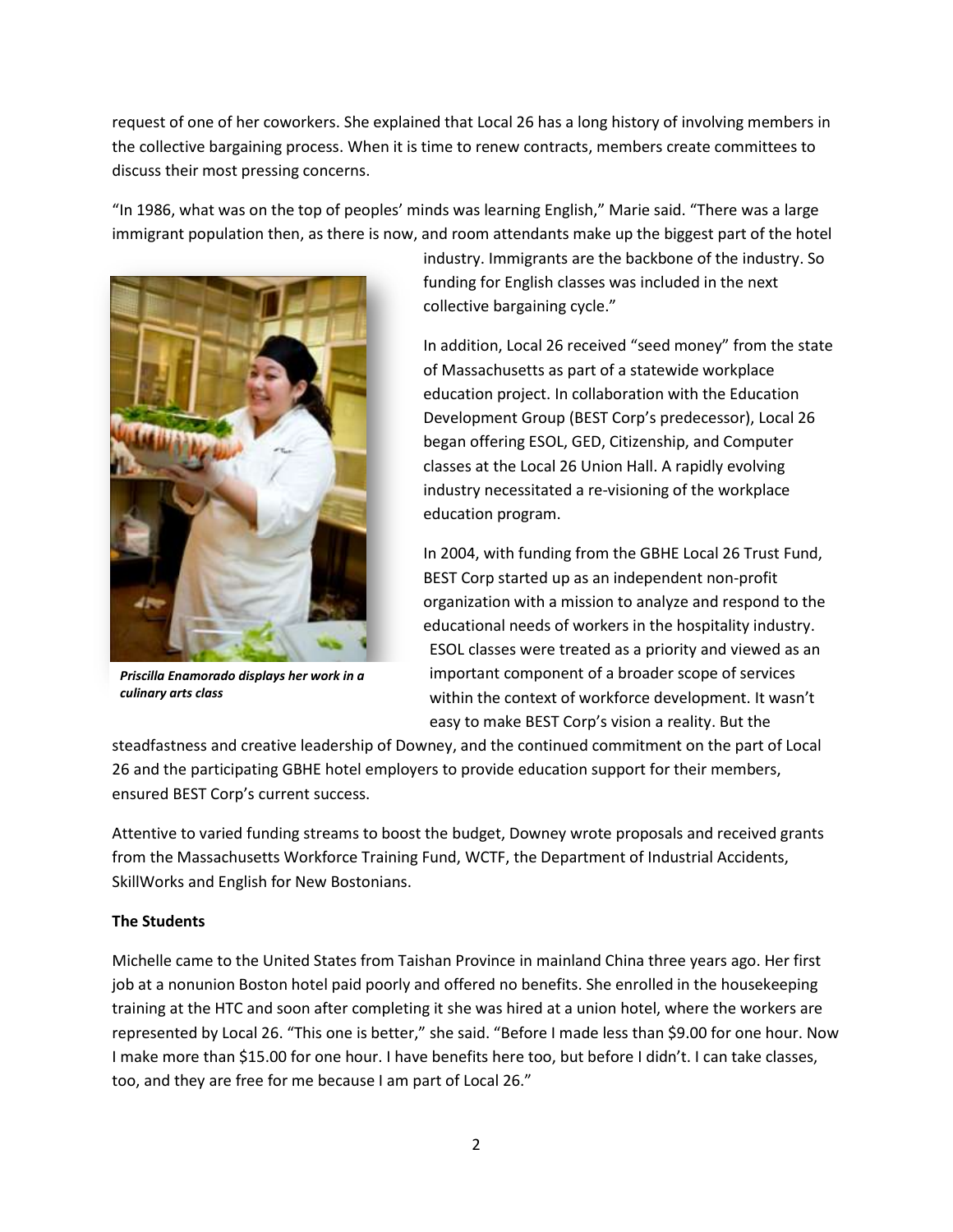request of one of her coworkers. She explained that Local 26 has a long history of involving members in the collective bargaining process. When it is time to renew contracts, members create committees to discuss their most pressing concerns.

"In 1986, what was on the top of peoples' minds was learning English," Marie said. "There was a large immigrant population then, as there is now, and room attendants make up the biggest part of the hotel industry. Immigrants are the backbone of the industry. So funding for English classes was included in the next collective bargaining cycle."

*Priscilla Enamorado displays her work in a culinary arts class*

In addition, Local 26 received "seed money" from the state of Massachusetts as part of a statewide workplace education project. In collaboration with the Education Development Group (BEST Corp's predecessor), Local 26 began offering ESOL, GED, Citizenship, and Computer classes at the Local 26 Union Hall. A rapidly evolving industry necessitated a re-visioning of the workplace education program.

In 2004, with funding from the GBHE Local 26 Trust Fund, BEST Corp started up as an independent non-profit organization with a mission to analyze and respond to the educational needs of workers in the hospitality industry. ESOL classes were treated as a priority and viewed as an important component of a broader scope of services within the context of workforce development. It wasn't easy to make BEST Corp's vision a reality. But the steadfastness and creative leadership of Downey, and the continued commitment on the part of Local 26 and the participating GBHE hotel employers to provide education support for their members, ensured BEST Corp's current success.

Attentive to varied funding streams to boost the budget, Downey wrote proposals and received grants from the Massachusetts Workforce Training Fund, WCTF, the Department of Industrial Accidents, SkillWorks and English for New Bostonians.

**The Students**

Michelle came to the United States from Taishan Province in mainland China three years ago. Her first job at a nonunion Boston hotel paid poorly and offered no benefits. She enrolled in the housekeeping training at the HTC and soon after completing it she was hired at a union hotel, where the workers are represented by Local 26. "This one is better," she said. "Before I made less than $9.00 for one hour. Now I make more than $15.00 for one hour. I have benefits here too, but before I didn't. I can take classes, too, and they are free for me because I am part of Local 26."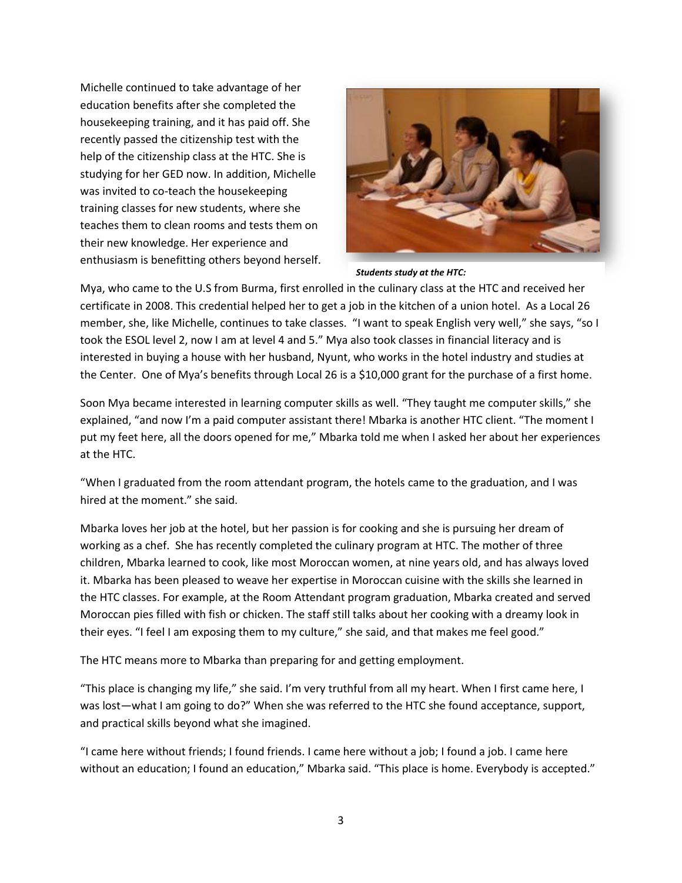Michelle continued to take advantage of her education benefits after she completed the housekeeping training, and it has paid off. She recently passed the citizenship test with the help of the citizenship class at the HTC. She is studying for her GED now. In addition, Michelle was invited to co-teach the housekeeping training classes for new students, where she teaches them to clean rooms and tests them on their new knowledge. Her experience and enthusiasm is benefitting others beyond herself.

***Students study at the HTC:***

Mya, who came to the U.S from Burma, first enrolled in the culinary class at the HTC and received her certificate in 2008. This credential helped her to get a job in the kitchen of a union hotel. As a Local 26 member, she, like Michelle, continues to take classes. "I want to speak English very well," she says, "so I took the ESOL level 2, now I am at level 4 and 5." Mya also took classes in financial literacy and is interested in buying a house with her husband, Nyunt, who works in the hotel industry and studies at the Center. One of Mya's benefits through Local 26 is a $10,000 grant for the purchase of a first home.

Soon Mya became interested in learning computer skills as well. "They taught me computer skills," she explained, "and now I'm a paid computer assistant there! Mbarka is another HTC client. "The moment I put my feet here, all the doors opened for me," Mbarka told me when I asked her about her experiences at the HTC.

"When I graduated from the room attendant program, the hotels came to the graduation, and I was hired at the moment." she said.

Mbarka loves her job at the hotel, but her passion is for cooking and she is pursuing her dream of working as a chef. She has recently completed the culinary program at HTC. The mother of three children, Mbarka learned to cook, like most Moroccan women, at nine years old, and has always loved it. Mbarka has been pleased to weave her expertise in Moroccan cuisine with the skills she learned in the HTC classes. For example, at the Room Attendant program graduation, Mbarka created and served Moroccan pies filled with fish or chicken. The staff still talks about her cooking with a dreamy look in their eyes. "I feel I am exposing them to my culture," she said, and that makes me feel good."

The HTC means more to Mbarka than preparing for and getting employment.

"This place is changing my life," she said. I'm very truthful from all my heart. When I first came here, I was lost—what I am going to do?" When she was referred to the HTC she found acceptance, support, and practical skills beyond what she imagined.

"I came here without friends; I found friends. I came here without a job; I found a job. I came here without an education; I found an education," Mbarka said. "This place is home. Everybody is accepted."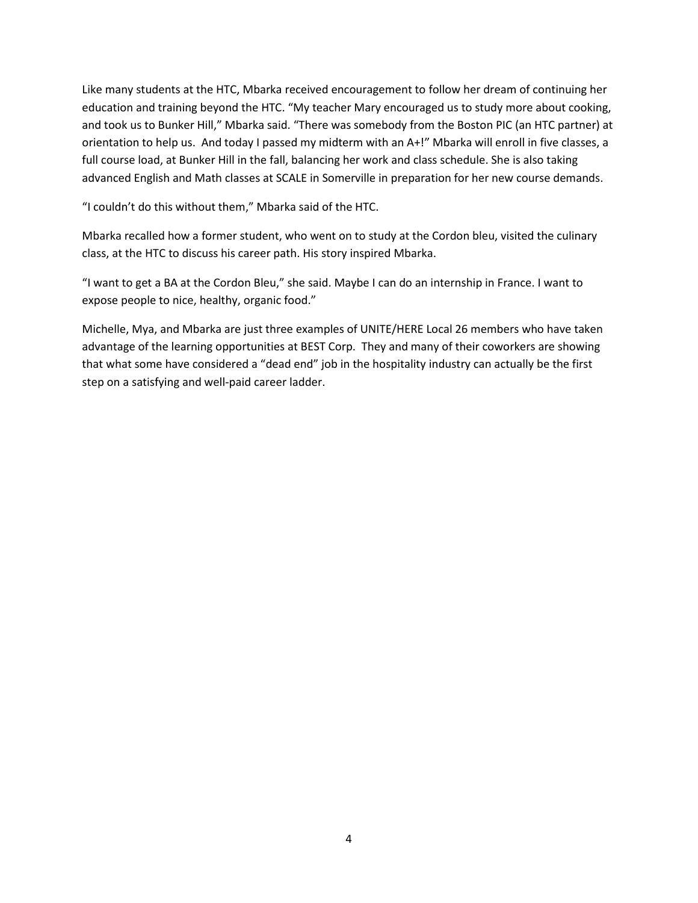Like many students at the HTC, Mbarka received encouragement to follow her dream of continuing her education and training beyond the HTC. “My teacher Mary encouraged us to study more about cooking, and took us to Bunker Hill,” Mbarka said. “There was somebody from the Boston PIC (an HTC partner) at orientation to help us.  And today I passed my midterm with an A+!” Mbarka will enroll in five classes, a full course load, at Bunker Hill in the fall, balancing her work and class schedule. She is also taking advanced English and Math classes at SCALE in Somerville in preparation for her new course demands.

“I couldn’t do this without them,” Mbarka said of the HTC.

Mbarka recalled how a former student, who went on to study at the Cordon bleu, visited the culinary class, at the HTC to discuss his career path. His story inspired Mbarka.

“I want to get a BA at the Cordon Bleu,” she said. Maybe I can do an internship in France. I want to expose people to nice, healthy, organic food.”

Michelle, Mya, and Mbarka are just three examples of UNITE/HERE Local 26 members who have taken advantage of the learning opportunities at BEST Corp.  They and many of their coworkers are showing that what some have considered a “dead end” job in the hospitality industry can actually be the first step on a satisfying and well-paid career ladder.